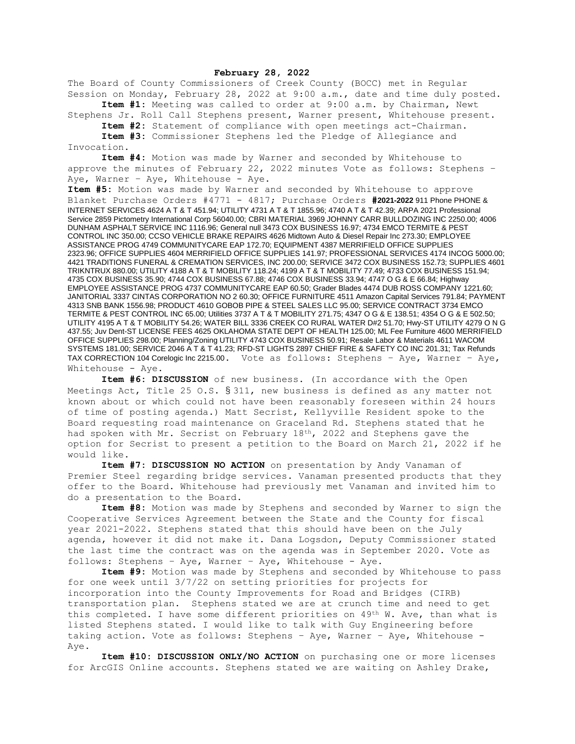**February 28, 2022**

The Board of County Commissioners of Creek County (BOCC) met in Regular Session on Monday, February 28, 2022 at 9:00 a.m., date and time duly posted.

**Item #1:** Meeting was called to order at 9:00 a.m. by Chairman, Newt Stephens Jr. Roll Call Stephens present, Warner present, Whitehouse present.

**Item #2:** Statement of compliance with open meetings act-Chairman.

**Item #3:** Commissioner Stephens led the Pledge of Allegiance and Invocation.

**Item #4:** Motion was made by Warner and seconded by Whitehouse to approve the minutes of February 22, 2022 minutes Vote as follows: Stephens – Aye, Warner – Aye, Whitehouse - Aye.

**Item #5:** Motion was made by Warner and seconded by Whitehouse to approve Blanket Purchase Orders #4771 - 4817; Purchase Orders **#2021-2022** 911 Phone PHONE & INTERNET SERVICES 4624 A T & T 451.94; UTILITY 4731 A T & T 1855.96; 4740 A T & T 42.39; ARPA 2021 Professional Service 2859 Pictometry International Corp 56040.00; CBRI MATERIAL 3969 JOHNNY CARR BULLDOZING INC 2250.00; 4006 DUNHAM ASPHALT SERVICE INC 1116.96; General null 3473 COX BUSINESS 16.97; 4734 EMCO TERMITE & PEST CONTROL INC 350.00; CCSO VEHICLE BRAKE REPAIRS 4626 Midtown Auto & Diesel Repair Inc 273.30; EMPLOYEE ASSISTANCE PROG 4749 COMMUNITYCARE EAP 172.70; EQUIPMENT 4387 MERRIFIELD OFFICE SUPPLIES 2323.96; OFFICE SUPPLIES 4604 MERRIFIELD OFFICE SUPPLIES 141.97; PROFESSIONAL SERVICES 4174 INCOG 5000.00; 4421 TRADITIONS FUNERAL & CREMATION SERVICES, INC 200.00; SERVICE 3472 COX BUSINESS 152.73; SUPPLIES 4601 TRIKNTRUX 880.00; UTILITY 4188 A T & T MOBILITY 118.24; 4199 A T & T MOBILITY 77.49; 4733 COX BUSINESS 151.94; 4735 COX BUSINESS 35.90; 4744 COX BUSINESS 67.88; 4746 COX BUSINESS 33.94; 4747 O G & E 66.84; Highway EMPLOYEE ASSISTANCE PROG 4737 COMMUNITYCARE EAP 60.50; Grader Blades 4474 DUB ROSS COMPANY 1221.60; JANITORIAL 3337 CINTAS CORPORATION NO 2 60.30; OFFICE FURNITURE 4511 Amazon Capital Services 791.84; PAYMENT 4313 SNB BANK 1556.98; PRODUCT 4610 GOBOB PIPE & STEEL SALES LLC 95.00; SERVICE CONTRACT 3734 EMCO TERMITE & PEST CONTROL INC 65.00; Utilities 3737 A T & T MOBILITY 271.75; 4347 O G & E 138.51; 4354 O G & E 502.50; UTILITY 4195 A T & T MOBILITY 54.26; WATER BILL 3336 CREEK CO RURAL WATER D#2 51.70; Hwy-ST UTILITY 4279 O N G 437.55; Juv Dent-ST LICENSE FEES 4625 OKLAHOMA STATE DEPT OF HEALTH 125.00; ML Fee Furniture 4600 MERRIFIELD OFFICE SUPPLIES 298.00; Planning/Zoning UTILITY 4743 COX BUSINESS 50.91; Resale Labor & Materials 4611 WACOM SYSTEMS 181.00; SERVICE 2046 A T & T 41.23; RFD-ST LIGHTS 2897 CHIEF FIRE & SAFETY CO INC 201.31; Tax Refunds TAX CORRECTION 104 Corelogic Inc 2215.00. Vote as follows: Stephens – Aye, Warner – Aye, Whitehouse - Aye.

**Item #6: DISCUSSION** of new business. (In accordance with the Open Meetings Act, Title 25 O.S. § 311, new business is defined as any matter not known about or which could not have been reasonably foreseen within 24 hours of time of posting agenda.) Matt Secrist, Kellyville Resident spoke to the Board requesting road maintenance on Graceland Rd. Stephens stated that he had spoken with Mr. Secrist on February 18th, 2022 and Stephens gave the option for Secrist to present a petition to the Board on March 21, 2022 if he would like.

**Item #7: DISCUSSION NO ACTION** on presentation by Andy Vanaman of Premier Steel regarding bridge services. Vanaman presented products that they offer to the Board. Whitehouse had previously met Vanaman and invited him to do a presentation to the Board.

**Item #8:** Motion was made by Stephens and seconded by Warner to sign the Cooperative Services Agreement between the State and the County for fiscal year 2021-2022. Stephens stated that this should have been on the July agenda, however it did not make it. Dana Logsdon, Deputy Commissioner stated the last time the contract was on the agenda was in September 2020. Vote as follows: Stephens – Aye, Warner – Aye, Whitehouse - Aye.

**Item #9:** Motion was made by Stephens and seconded by Whitehouse to pass for one week until 3/7/22 on setting priorities for projects for incorporation into the County Improvements for Road and Bridges (CIRB) transportation plan. Stephens stated we are at crunch time and need to get this completed. I have some different priorities on 49th W. Ave, than what is listed Stephens stated. I would like to talk with Guy Engineering before taking action. Vote as follows: Stephens – Aye, Warner – Aye, Whitehouse - Aye.

**Item #10: DISCUSSION ONLY/NO ACTION** on purchasing one or more licenses for ArcGIS Online accounts. Stephens stated we are waiting on Ashley Drake,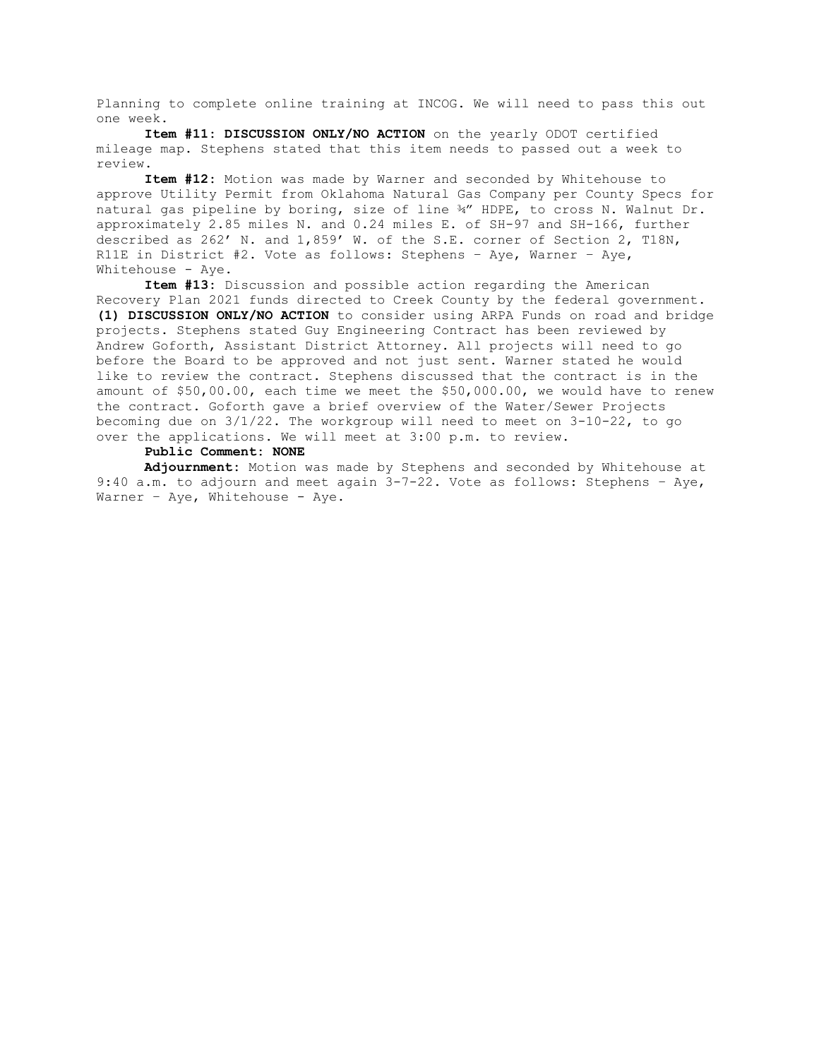Planning to complete online training at INCOG. We will need to pass this out one week.

**Item #11: DISCUSSION ONLY/NO ACTION** on the yearly ODOT certified mileage map. Stephens stated that this item needs to passed out a week to review.

**Item #12:** Motion was made by Warner and seconded by Whitehouse to approve Utility Permit from Oklahoma Natural Gas Company per County Specs for natural gas pipeline by boring, size of line ¾" HDPE, to cross N. Walnut Dr. approximately 2.85 miles N. and 0.24 miles E. of SH-97 and SH-166, further described as 262' N. and 1,859' W. of the S.E. corner of Section 2, T18N, R11E in District #2. Vote as follows: Stephens – Aye, Warner – Aye, Whitehouse - Aye.

**Item #13:** Discussion and possible action regarding the American Recovery Plan 2021 funds directed to Creek County by the federal government. **(1) DISCUSSION ONLY/NO ACTION** to consider using ARPA Funds on road and bridge projects. Stephens stated Guy Engineering Contract has been reviewed by Andrew Goforth, Assistant District Attorney. All projects will need to go before the Board to be approved and not just sent. Warner stated he would like to review the contract. Stephens discussed that the contract is in the amount of $50,00.00, each time we meet the $50,000.00, we would have to renew the contract. Goforth gave a brief overview of the Water/Sewer Projects becoming due on 3/1/22. The workgroup will need to meet on 3-10-22, to go over the applications. We will meet at 3:00 p.m. to review.

**Public Comment: NONE**

**Adjournment:** Motion was made by Stephens and seconded by Whitehouse at 9:40 a.m. to adjourn and meet again 3-7-22. Vote as follows: Stephens – Aye, Warner – Aye, Whitehouse - Aye.